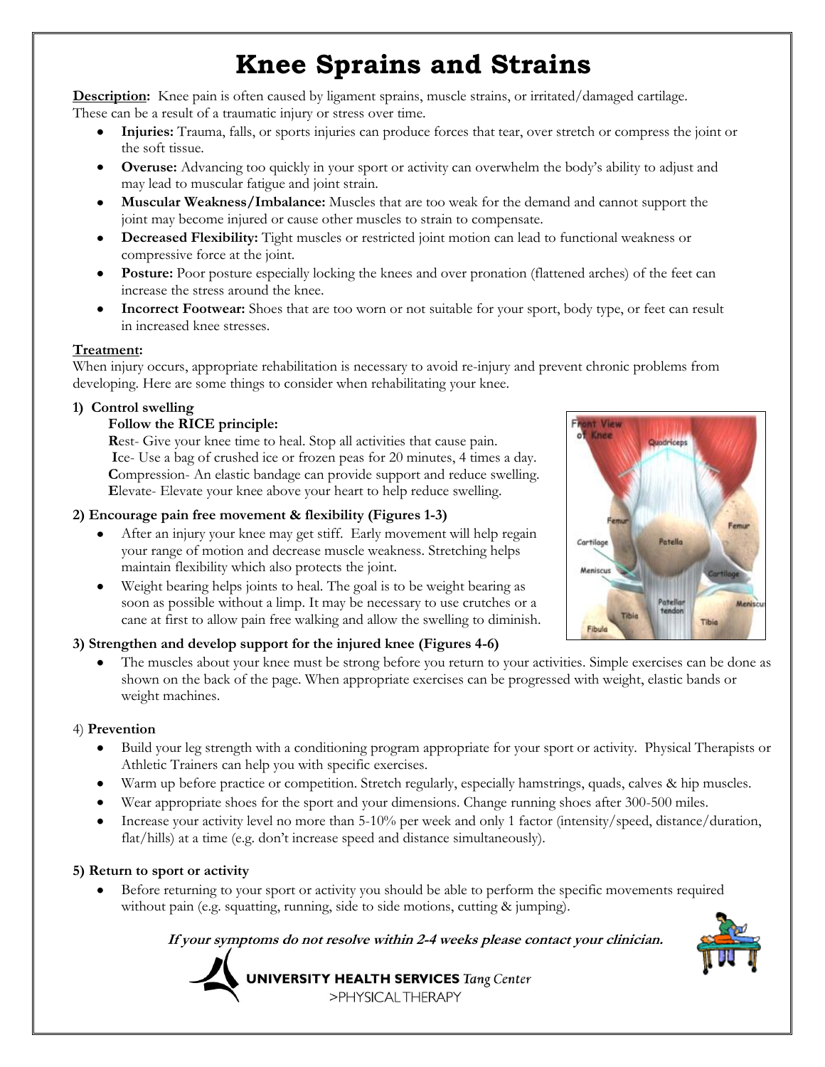# Knee Sprains and Strains

**Description:** Knee pain is often caused by ligament sprains, muscle strains, or irritated/damaged cartilage. These can be a result of a traumatic injury or stress over time.

- **Injuries:** Trauma, falls, or sports injuries can produce forces that tear, over stretch or compress the joint or the soft tissue.
- **Overuse:** Advancing too quickly in your sport or activity can overwhelm the body's ability to adjust and may lead to muscular fatigue and joint strain.
- **Muscular Weakness/Imbalance:** Muscles that are too weak for the demand and cannot support the joint may become injured or cause other muscles to strain to compensate.
- **Decreased Flexibility:** Tight muscles or restricted joint motion can lead to functional weakness or compressive force at the joint.
- **Posture:** Poor posture especially locking the knees and over pronation (flattened arches) of the feet can increase the stress around the knee.
- **Incorrect Footwear:** Shoes that are too worn or not suitable for your sport, body type, or feet can result in increased knee stresses.

**Treatment:**

When injury occurs, appropriate rehabilitation is necessary to avoid re-injury and prevent chronic problems from developing. Here are some things to consider when rehabilitating your knee.

**1) Control swelling**

**Follow the RICE principle:**

**R**est- Give your knee time to heal. Stop all activities that cause pain.
**I**ce- Use a bag of crushed ice or frozen peas for 20 minutes, 4 times a day.
**C**ompression- An elastic bandage can provide support and reduce swelling.
**E**levate- Elevate your knee above your heart to help reduce swelling.

**2) Encourage pain free movement & flexibility (Figures 1-3)**

- After an injury your knee may get stiff. Early movement will help regain your range of motion and decrease muscle weakness. Stretching helps maintain flexibility which also protects the joint.
- Weight bearing helps joints to heal. The goal is to be weight bearing as soon as possible without a limp. It may be necessary to use crutches or a cane at first to allow pain free walking and allow the swelling to diminish.

**3) Strengthen and develop support for the injured knee (Figures 4-6)**

- The muscles about your knee must be strong before you return to your activities. Simple exercises can be done as shown on the back of the page. When appropriate exercises can be progressed with weight, elastic bands or weight machines.

4) **Prevention**

- Build your leg strength with a conditioning program appropriate for your sport or activity. Physical Therapists or Athletic Trainers can help you with specific exercises.
- Warm up before practice or competition. Stretch regularly, especially hamstrings, quads, calves & hip muscles.
- Wear appropriate shoes for the sport and your dimensions. Change running shoes after 300-500 miles.
- Increase your activity level no more than 5-10% per week and only 1 factor (intensity/speed, distance/duration, flat/hills) at a time (e.g. don't increase speed and distance simultaneously).

**5) Return to sport or activity**

- Before returning to your sport or activity you should be able to perform the specific movements required without pain (e.g. squatting, running, side to side motions, cutting & jumping).

***If your symptoms do not resolve within 2-4 weeks please contact your clinician.***

**UNIVERSITY HEALTH SERVICES** *Tang Center*
>PHYSICAL THERAPY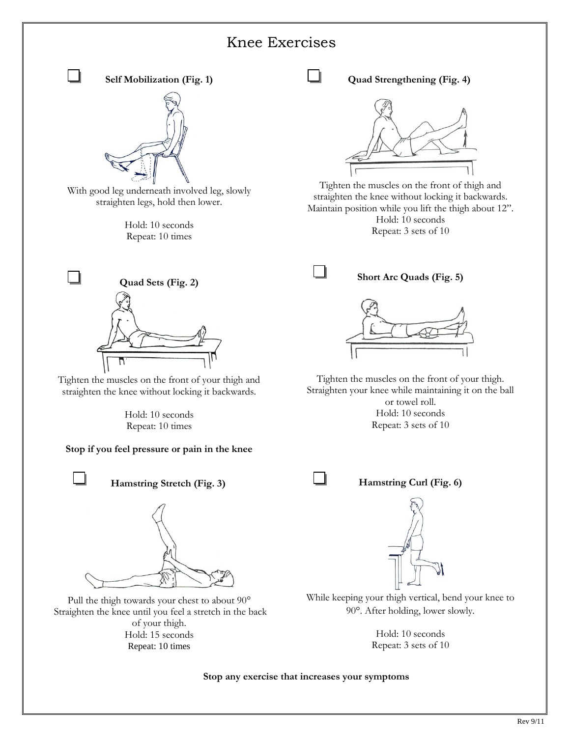# Knee Exercises

☐ **Self Mobilization (Fig. 1)**

With good leg underneath involved leg, slowly straighten legs, hold then lower.

Hold: 10 seconds
Repeat: 10 times

☐ **Quad Sets (Fig. 2)**

Tighten the muscles on the front of your thigh and straighten the knee without locking it backwards.

Hold: 10 seconds
Repeat: 10 times

**Stop if you feel pressure or pain in the knee**

☐ **Hamstring Stretch (Fig. 3)**

Pull the thigh towards your chest to about 90°
Straighten the knee until you feel a stretch in the back of your thigh.
Hold: 15 seconds
Repeat: 10 times

☐ **Quad Strengthening (Fig. 4)**

Tighten the muscles on the front of thigh and straighten the knee without locking it backwards. Maintain position while you lift the thigh about 12".
Hold: 10 seconds
Repeat: 3 sets of 10

☐ **Short Arc Quads (Fig. 5)**

Tighten the muscles on the front of your thigh. Straighten your knee while maintaining it on the ball or towel roll.
Hold: 10 seconds
Repeat: 3 sets of 10

☐ **Hamstring Curl (Fig. 6)**

While keeping your thigh vertical, bend your knee to 90°. After holding, lower slowly.

Hold: 10 seconds
Repeat: 3 sets of 10

**Stop any exercise that increases your symptoms**

Rev 9/11